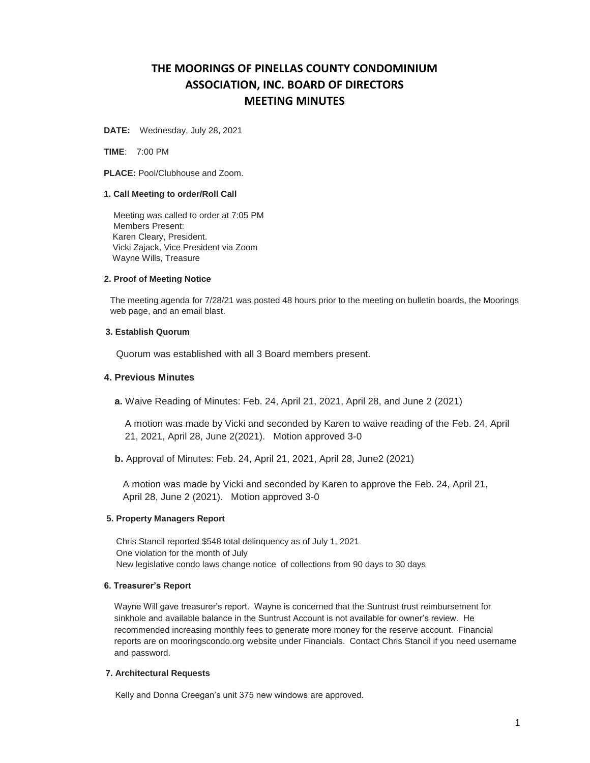# THE MOORINGS OF PINELLAS COUNTY CONDOMINIUM ASSOCIATION, INC. BOARD OF DIRECTORS MEETING MINUTES

**DATE:** Wednesday, July 28, 2021

**TIME**: 7:00 PM

**PLACE:** Pool/Clubhouse and Zoom.

#### 1. Call Meeting to order/Roll Call

Meeting was called to order at 7:05 PM
Members Present:
Karen Cleary, President.
Vicki Zajack, Vice President via Zoom
Wayne Wills, Treasure

#### 2. Proof of Meeting Notice

The meeting agenda for 7/28/21 was posted 48 hours prior to the meeting on bulletin boards, the Moorings web page, and an email blast.

#### 3. Establish Quorum

Quorum was established with all 3 Board members present.

#### 4. Previous Minutes

**a.** Waive Reading of Minutes: Feb. 24, April 21, 2021, April 28, and June 2 (2021)

A motion was made by Vicki and seconded by Karen to waive reading of the Feb. 24, April 21, 2021, April 28, June 2(2021). Motion approved 3-0

**b.** Approval of Minutes: Feb. 24, April 21, 2021, April 28, June2 (2021)

A motion was made by Vicki and seconded by Karen to approve the Feb. 24, April 21, April 28, June 2 (2021). Motion approved 3-0

#### 5. Property Managers Report

Chris Stancil reported $548 total delinquency as of July 1, 2021
One violation for the month of July
New legislative condo laws change notice of collections from 90 days to 30 days

#### 6. Treasurer's Report

Wayne Will gave treasurer's report. Wayne is concerned that the Suntrust trust reimbursement for sinkhole and available balance in the Suntrust Account is not available for owner's review. He recommended increasing monthly fees to generate more money for the reserve account. Financial reports are on mooringscondo.org website under Financials. Contact Chris Stancil if you need username and password.

#### 7. Architectural Requests

Kelly and Donna Creegan's unit 375 new windows are approved.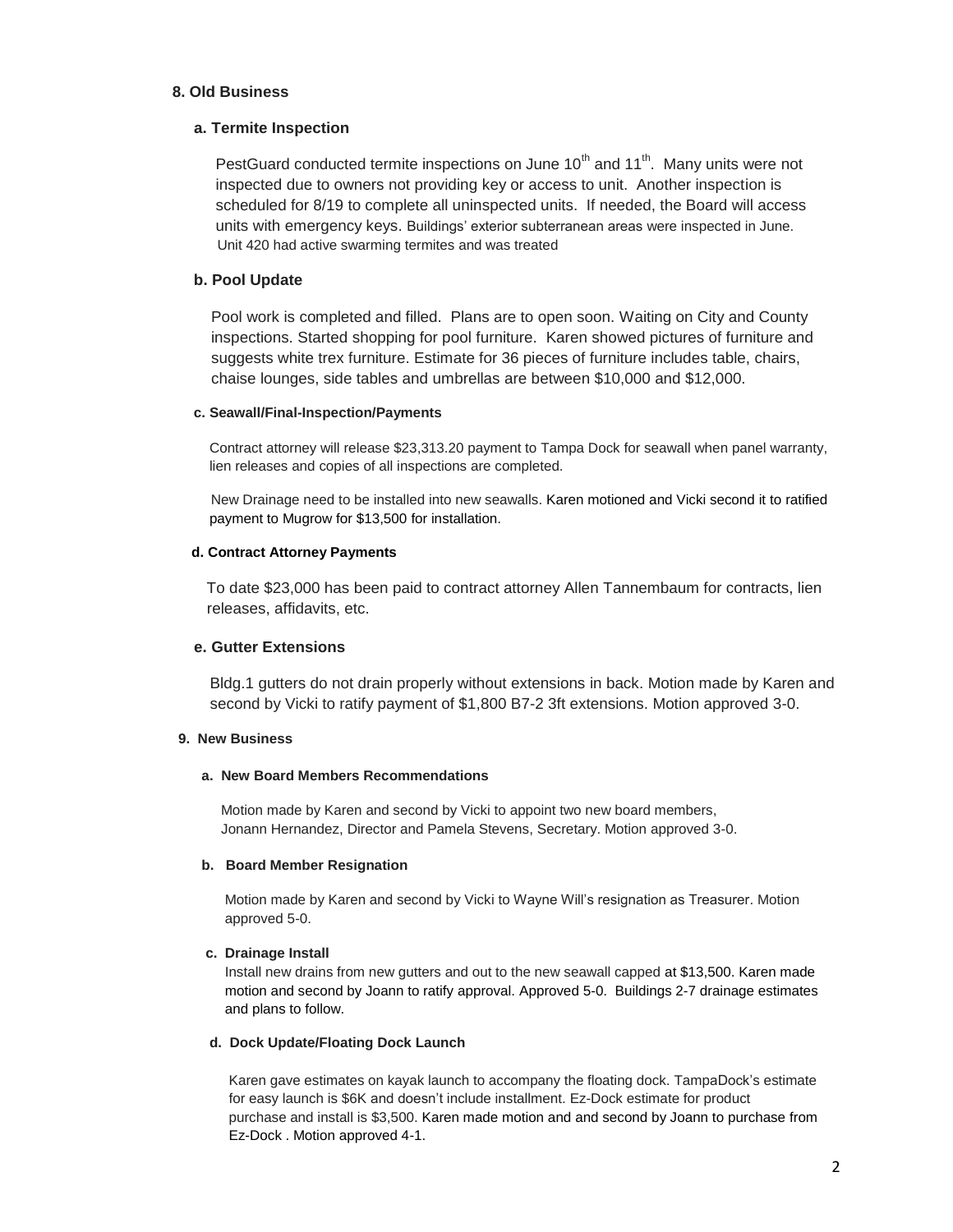## 8. Old Business

### a. Termite Inspection

PestGuard conducted termite inspections on June 10th and 11th. Many units were not inspected due to owners not providing key or access to unit. Another inspection is scheduled for 8/19 to complete all uninspected units. If needed, the Board will access units with emergency keys. Buildings' exterior subterranean areas were inspected in June. Unit 420 had active swarming termites and was treated

### b. Pool Update

Pool work is completed and filled. Plans are to open soon. Waiting on City and County inspections. Started shopping for pool furniture. Karen showed pictures of furniture and suggests white trex furniture. Estimate for 36 pieces of furniture includes table, chairs, chaise lounges, side tables and umbrellas are between $10,000 and $12,000.

### c. Seawall/Final-Inspection/Payments

Contract attorney will release $23,313.20 payment to Tampa Dock for seawall when panel warranty, lien releases and copies of all inspections are completed.

New Drainage need to be installed into new seawalls. Karen motioned and Vicki second it to ratified payment to Mugrow for $13,500 for installation.

### d. Contract Attorney Payments

To date $23,000 has been paid to contract attorney Allen Tannembaum for contracts, lien releases, affidavits, etc.

### e. Gutter Extensions

Bldg.1 gutters do not drain properly without extensions in back. Motion made by Karen and second by Vicki to ratify payment of $1,800 B7-2 3ft extensions. Motion approved 3-0.

## 9. New Business

### a. New Board Members Recommendations

Motion made by Karen and second by Vicki to appoint two new board members, Jonann Hernandez, Director and Pamela Stevens, Secretary. Motion approved 3-0.

### b. Board Member Resignation

Motion made by Karen and second by Vicki to Wayne Will's resignation as Treasurer. Motion approved 5-0.

### c. Drainage Install

Install new drains from new gutters and out to the new seawall capped at $13,500. Karen made motion and second by Joann to ratify approval. Approved 5-0. Buildings 2-7 drainage estimates and plans to follow.

### d. Dock Update/Floating Dock Launch

Karen gave estimates on kayak launch to accompany the floating dock. TampaDock's estimate for easy launch is $6K and doesn't include installment. Ez-Dock estimate for product purchase and install is $3,500. Karen made motion and and second by Joann to purchase from Ez-Dock . Motion approved 4-1.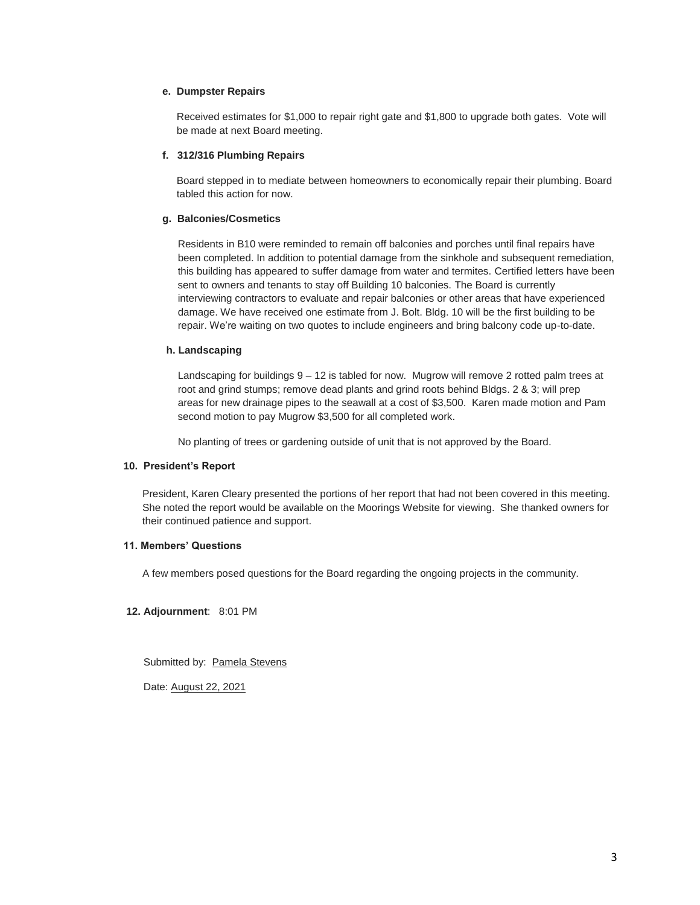**e. Dumpster Repairs**

Received estimates for $1,000 to repair right gate and $1,800 to upgrade both gates. Vote will be made at next Board meeting.

**f. 312/316 Plumbing Repairs**

Board stepped in to mediate between homeowners to economically repair their plumbing. Board tabled this action for now.

**g. Balconies/Cosmetics**

Residents in B10 were reminded to remain off balconies and porches until final repairs have been completed. In addition to potential damage from the sinkhole and subsequent remediation, this building has appeared to suffer damage from water and termites. Certified letters have been sent to owners and tenants to stay off Building 10 balconies. The Board is currently interviewing contractors to evaluate and repair balconies or other areas that have experienced damage. We have received one estimate from J. Bolt. Bldg. 10 will be the first building to be repair. We're waiting on two quotes to include engineers and bring balcony code up-to-date.

**h. Landscaping**

Landscaping for buildings 9 – 12 is tabled for now. Mugrow will remove 2 rotted palm trees at root and grind stumps; remove dead plants and grind roots behind Bldgs. 2 & 3; will prep areas for new drainage pipes to the seawall at a cost of $3,500. Karen made motion and Pam second motion to pay Mugrow $3,500 for all completed work.

No planting of trees or gardening outside of unit that is not approved by the Board.

**10. President's Report**

President, Karen Cleary presented the portions of her report that had not been covered in this meeting. She noted the report would be available on the Moorings Website for viewing. She thanked owners for their continued patience and support.

**11. Members' Questions**

A few members posed questions for the Board regarding the ongoing projects in the community.

**12. Adjournment**: 8:01 PM

Submitted by: Pamela Stevens

Date: August 22, 2021